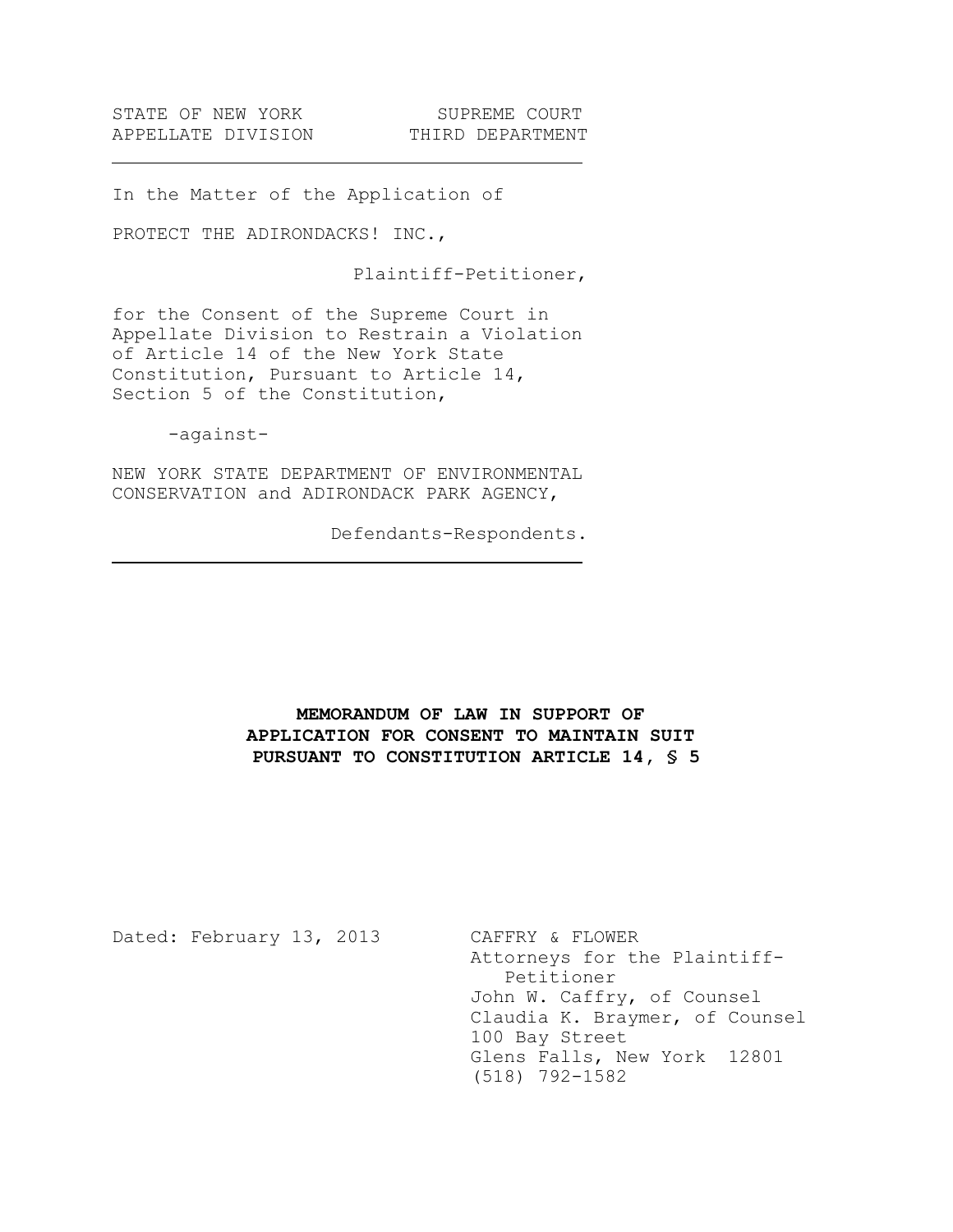STATE OF NEW YORK SUPREME COURT
APPELLATE DIVISION THIRD DEPARTMENT

---

In the Matter of the Application of

PROTECT THE ADIRONDACKS! INC.,

Plaintiff-Petitioner,

for the Consent of the Supreme Court in Appellate Division to Restrain a Violation of Article 14 of the New York State Constitution, Pursuant to Article 14, Section 5 of the Constitution,

-against-

NEW YORK STATE DEPARTMENT OF ENVIRONMENTAL CONSERVATION and ADIRONDACK PARK AGENCY,

Defendants-Respondents.

---

**MEMORANDUM OF LAW IN SUPPORT OF APPLICATION FOR CONSENT TO MAINTAIN SUIT PURSUANT TO CONSTITUTION ARTICLE 14, § 5**

Dated: February 13, 2013

CAFFRY & FLOWER
Attorneys for the Plaintiff-Petitioner
John W. Caffry, of Counsel
Claudia K. Braymer, of Counsel
100 Bay Street
Glens Falls, New York 12801
(518) 792-1582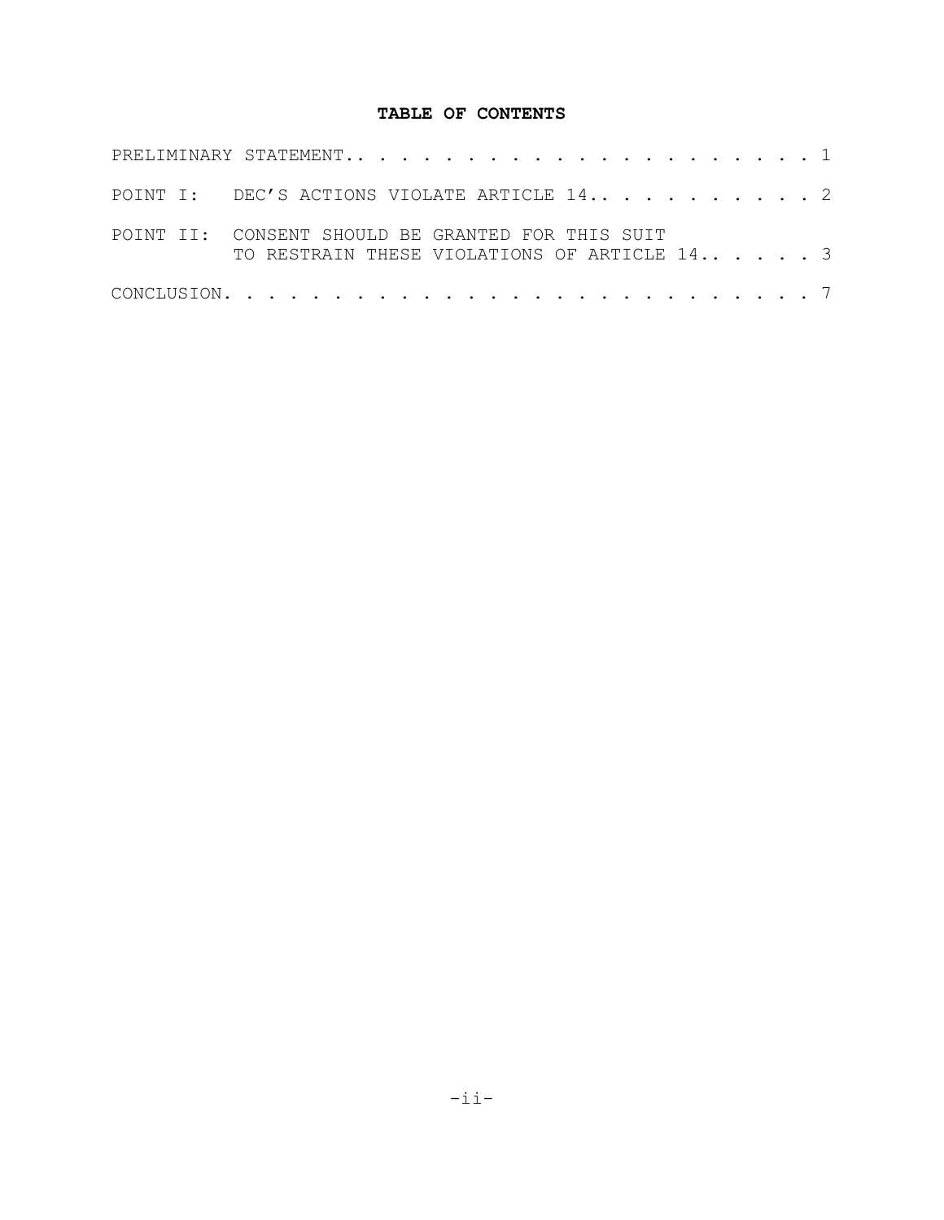**TABLE OF CONTENTS**

PRELIMINARY STATEMENT. . . . . . . . . . . . . . . . . . . . . . . 1

POINT I: DEC'S ACTIONS VIOLATE ARTICLE 14. . . . . . . . . . . . 2

POINT II: CONSENT SHOULD BE GRANTED FOR THIS SUIT TO RESTRAIN THESE VIOLATIONS OF ARTICLE 14. . . . . . 3

CONCLUSION. . . . . . . . . . . . . . . . . . . . . . . . . . . 7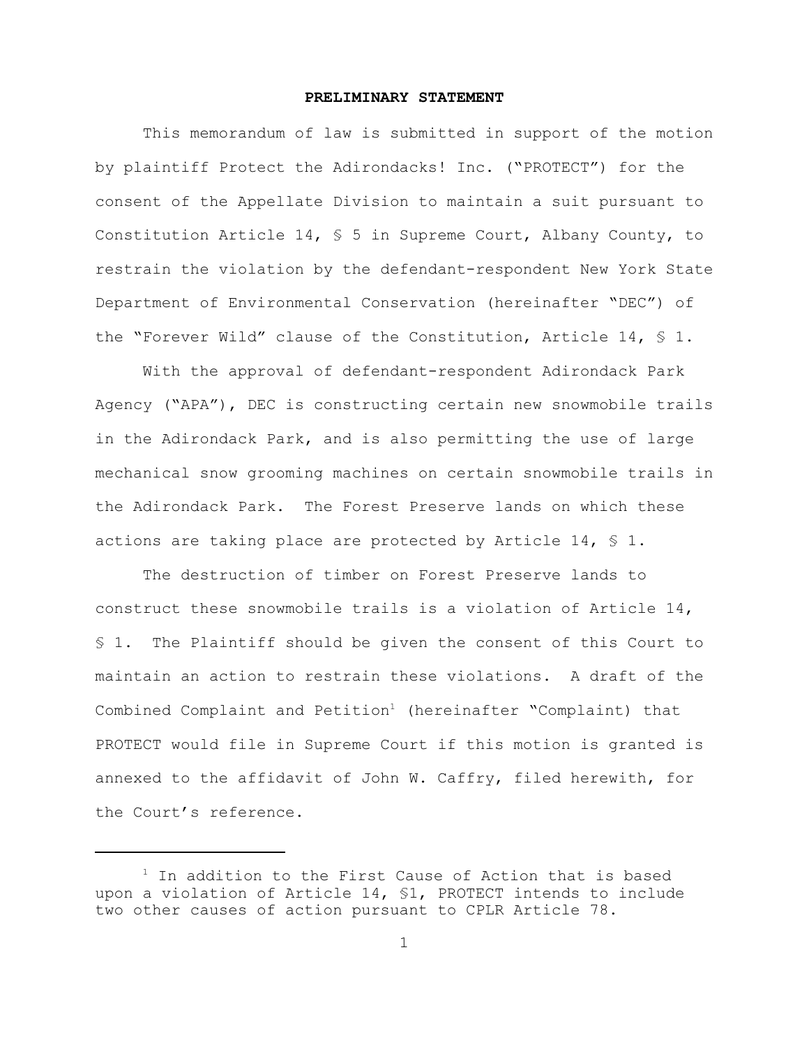**PRELIMINARY STATEMENT**

This memorandum of law is submitted in support of the motion by plaintiff Protect the Adirondacks! Inc. ("PROTECT") for the consent of the Appellate Division to maintain a suit pursuant to Constitution Article 14, § 5 in Supreme Court, Albany County, to restrain the violation by the defendant-respondent New York State Department of Environmental Conservation (hereinafter "DEC") of the "Forever Wild" clause of the Constitution, Article 14, § 1.

With the approval of defendant-respondent Adirondack Park Agency ("APA"), DEC is constructing certain new snowmobile trails in the Adirondack Park, and is also permitting the use of large mechanical snow grooming machines on certain snowmobile trails in the Adirondack Park. The Forest Preserve lands on which these actions are taking place are protected by Article 14, § 1.

The destruction of timber on Forest Preserve lands to construct these snowmobile trails is a violation of Article 14, § 1. The Plaintiff should be given the consent of this Court to maintain an action to restrain these violations. A draft of the Combined Complaint and Petition[1] (hereinafter "Complaint) that PROTECT would file in Supreme Court if this motion is granted is annexed to the affidavit of John W. Caffry, filed herewith, for the Court's reference.

---

[1] In addition to the First Cause of Action that is based upon a violation of Article 14, §1, PROTECT intends to include two other causes of action pursuant to CPLR Article 78.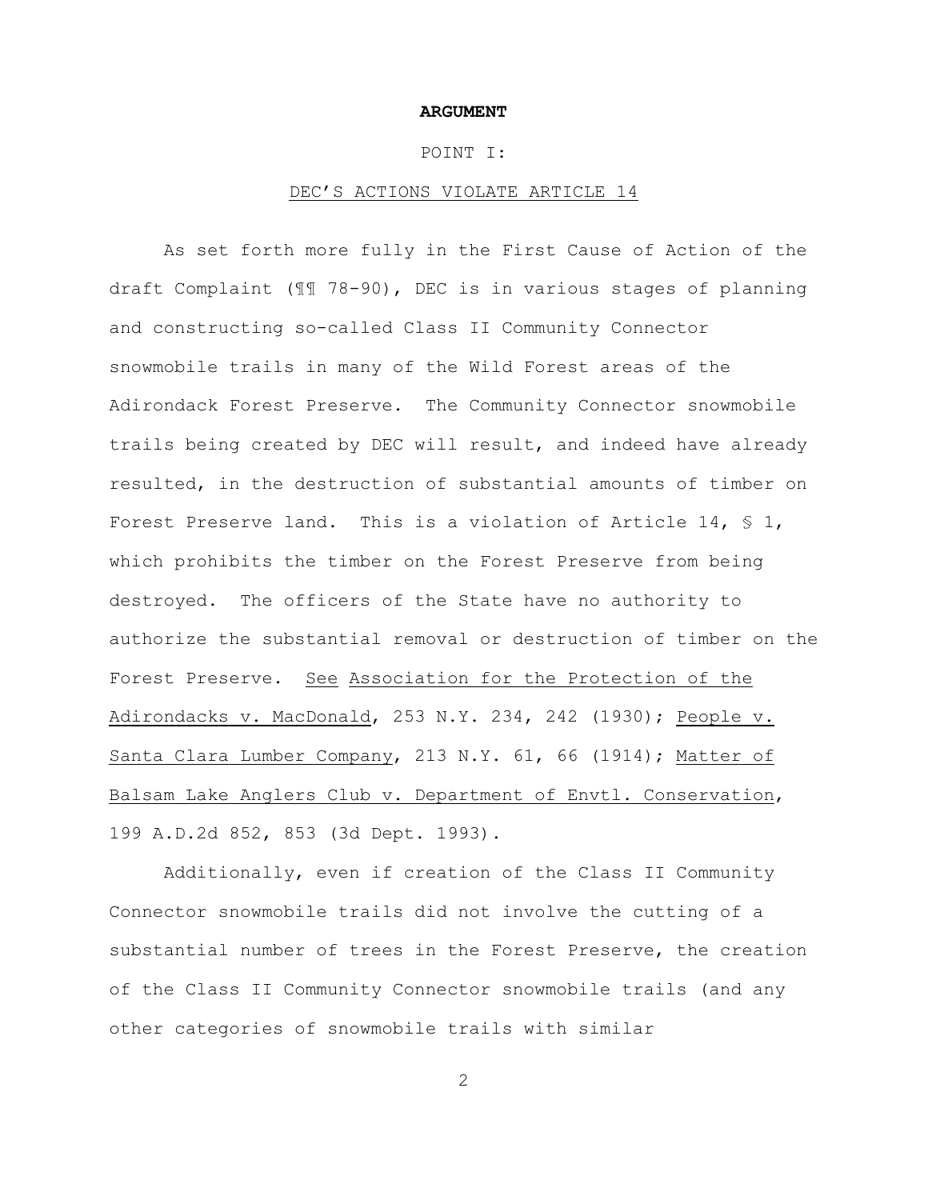**ARGUMENT**

POINT I:

DEC'S ACTIONS VIOLATE ARTICLE 14

As set forth more fully in the First Cause of Action of the draft Complaint (¶¶ 78-90), DEC is in various stages of planning and constructing so-called Class II Community Connector snowmobile trails in many of the Wild Forest areas of the Adirondack Forest Preserve. The Community Connector snowmobile trails being created by DEC will result, and indeed have already resulted, in the destruction of substantial amounts of timber on Forest Preserve land. This is a violation of Article 14, § 1, which prohibits the timber on the Forest Preserve from being destroyed. The officers of the State have no authority to authorize the substantial removal or destruction of timber on the Forest Preserve. See Association for the Protection of the Adirondacks v. MacDonald, 253 N.Y. 234, 242 (1930); People v. Santa Clara Lumber Company, 213 N.Y. 61, 66 (1914); Matter of Balsam Lake Anglers Club v. Department of Envtl. Conservation, 199 A.D.2d 852, 853 (3d Dept. 1993).

Additionally, even if creation of the Class II Community Connector snowmobile trails did not involve the cutting of a substantial number of trees in the Forest Preserve, the creation of the Class II Community Connector snowmobile trails (and any other categories of snowmobile trails with similar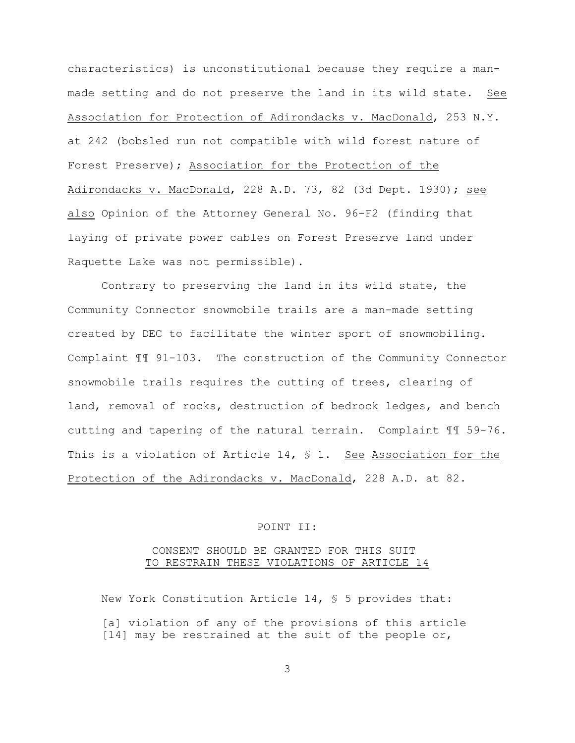characteristics) is unconstitutional because they require a man-made setting and do not preserve the land in its wild state. See Association for Protection of Adirondacks v. MacDonald, 253 N.Y. at 242 (bobsled run not compatible with wild forest nature of Forest Preserve); Association for the Protection of the Adirondacks v. MacDonald, 228 A.D. 73, 82 (3d Dept. 1930); see also Opinion of the Attorney General No. 96-F2 (finding that laying of private power cables on Forest Preserve land under Raquette Lake was not permissible).

Contrary to preserving the land in its wild state, the Community Connector snowmobile trails are a man-made setting created by DEC to facilitate the winter sport of snowmobiling. Complaint ¶¶ 91-103. The construction of the Community Connector snowmobile trails requires the cutting of trees, clearing of land, removal of rocks, destruction of bedrock ledges, and bench cutting and tapering of the natural terrain. Complaint ¶¶ 59-76. This is a violation of Article 14, § 1. See Association for the Protection of the Adirondacks v. MacDonald, 228 A.D. at 82.

## POINT II:

## CONSENT SHOULD BE GRANTED FOR THIS SUIT TO RESTRAIN THESE VIOLATIONS OF ARTICLE 14

New York Constitution Article 14, § 5 provides that:

> [a] violation of any of the provisions of this article [14] may be restrained at the suit of the people or,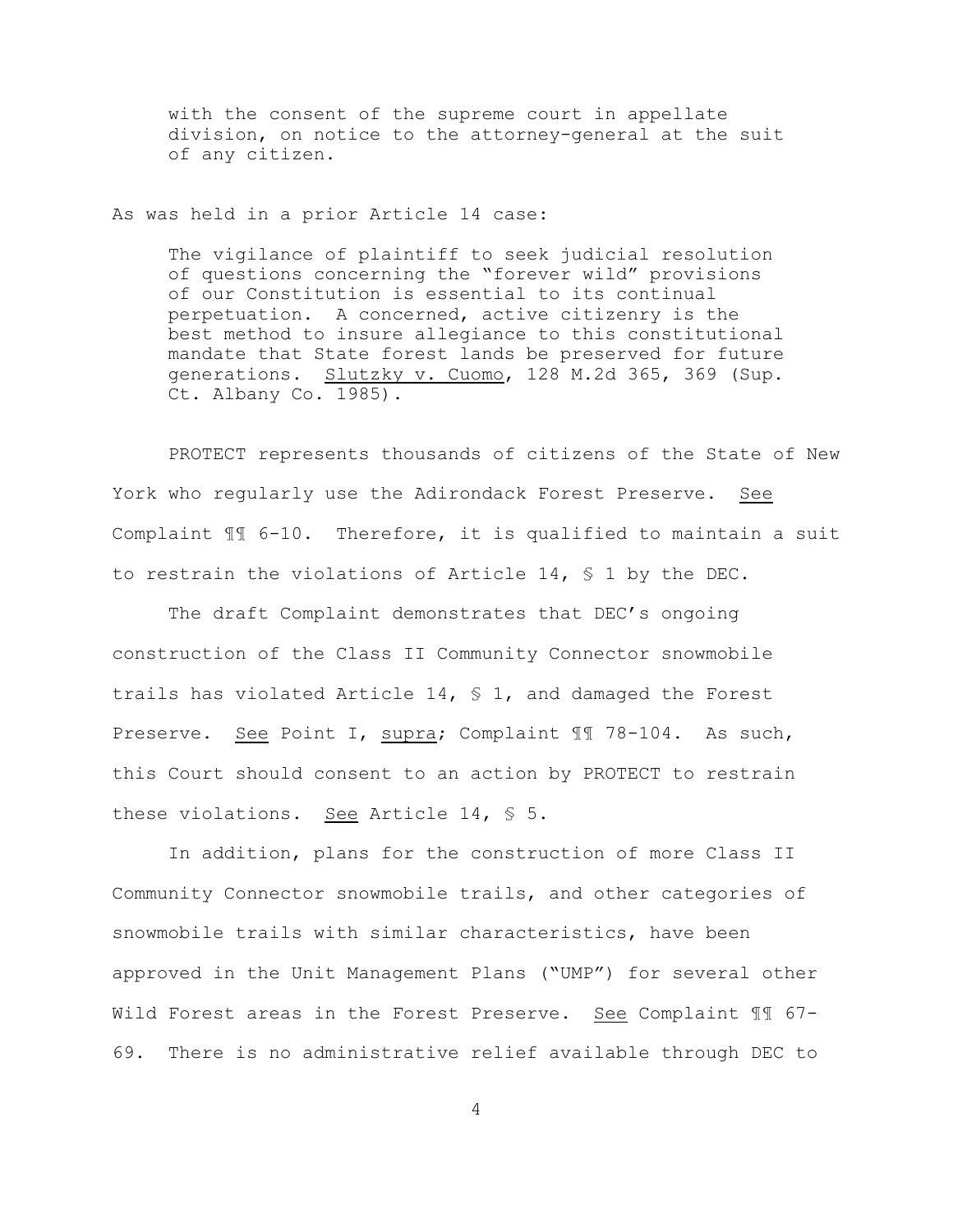> with the consent of the supreme court in appellate division, on notice to the attorney-general at the suit of any citizen.

As was held in a prior Article 14 case:

> The vigilance of plaintiff to seek judicial resolution of questions concerning the "forever wild" provisions of our Constitution is essential to its continual perpetuation. A concerned, active citizenry is the best method to insure allegiance to this constitutional mandate that State forest lands be preserved for future generations. Slutzky v. Cuomo, 128 M.2d 365, 369 (Sup. Ct. Albany Co. 1985).

PROTECT represents thousands of citizens of the State of New York who regularly use the Adirondack Forest Preserve. See Complaint ¶¶ 6-10. Therefore, it is qualified to maintain a suit to restrain the violations of Article 14, § 1 by the DEC.

The draft Complaint demonstrates that DEC's ongoing construction of the Class II Community Connector snowmobile trails has violated Article 14, § 1, and damaged the Forest Preserve. See Point I, *supra*; Complaint ¶¶ 78-104. As such, this Court should consent to an action by PROTECT to restrain these violations. See Article 14, § 5.

In addition, plans for the construction of more Class II Community Connector snowmobile trails, and other categories of snowmobile trails with similar characteristics, have been approved in the Unit Management Plans ("UMP") for several other Wild Forest areas in the Forest Preserve. See Complaint ¶¶ 67-69. There is no administrative relief available through DEC to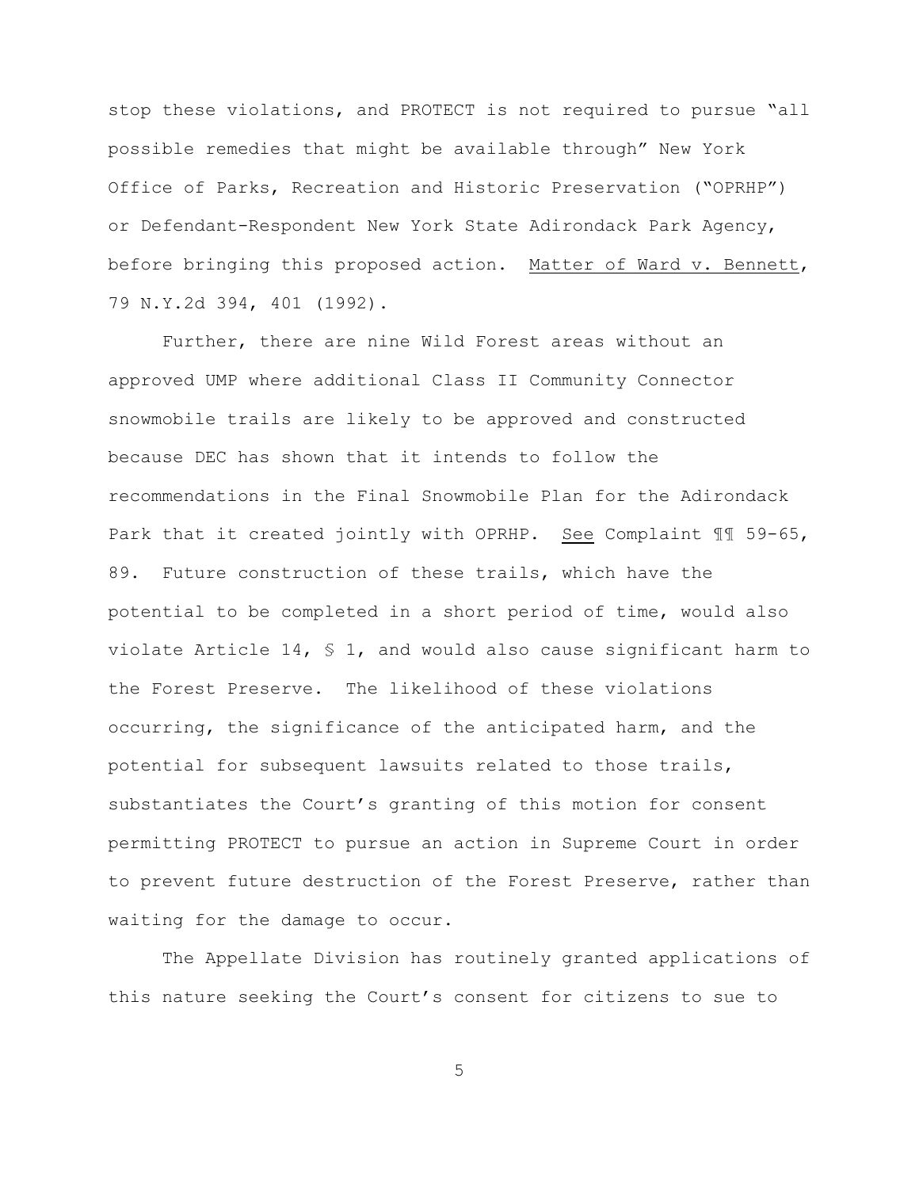stop these violations, and PROTECT is not required to pursue "all possible remedies that might be available through" New York Office of Parks, Recreation and Historic Preservation ("OPRHP") or Defendant-Respondent New York State Adirondack Park Agency, before bringing this proposed action. Matter of Ward v. Bennett, 79 N.Y.2d 394, 401 (1992).

Further, there are nine Wild Forest areas without an approved UMP where additional Class II Community Connector snowmobile trails are likely to be approved and constructed because DEC has shown that it intends to follow the recommendations in the Final Snowmobile Plan for the Adirondack Park that it created jointly with OPRHP. See Complaint ¶¶ 59-65, 89. Future construction of these trails, which have the potential to be completed in a short period of time, would also violate Article 14, § 1, and would also cause significant harm to the Forest Preserve. The likelihood of these violations occurring, the significance of the anticipated harm, and the potential for subsequent lawsuits related to those trails, substantiates the Court's granting of this motion for consent permitting PROTECT to pursue an action in Supreme Court in order to prevent future destruction of the Forest Preserve, rather than waiting for the damage to occur.

The Appellate Division has routinely granted applications of this nature seeking the Court's consent for citizens to sue to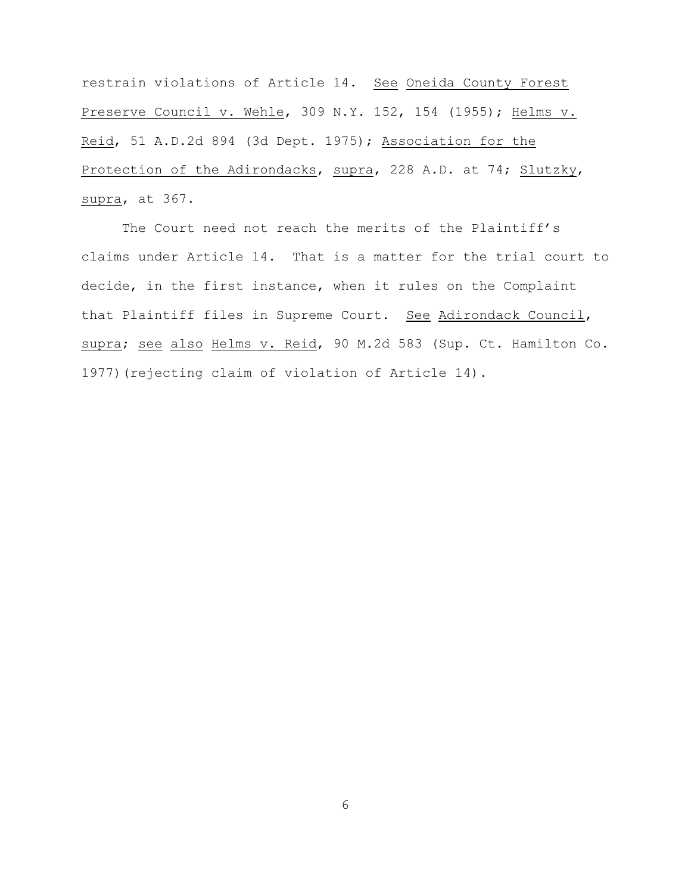restrain violations of Article 14. See Oneida County Forest Preserve Council v. Wehle, 309 N.Y. 152, 154 (1955); Helms v. Reid, 51 A.D.2d 894 (3d Dept. 1975); Association for the Protection of the Adirondacks, supra, 228 A.D. at 74; Slutzky, supra, at 367.

The Court need not reach the merits of the Plaintiff's claims under Article 14. That is a matter for the trial court to decide, in the first instance, when it rules on the Complaint that Plaintiff files in Supreme Court. See Adirondack Council, supra; see also Helms v. Reid, 90 M.2d 583 (Sup. Ct. Hamilton Co. 1977)(rejecting claim of violation of Article 14).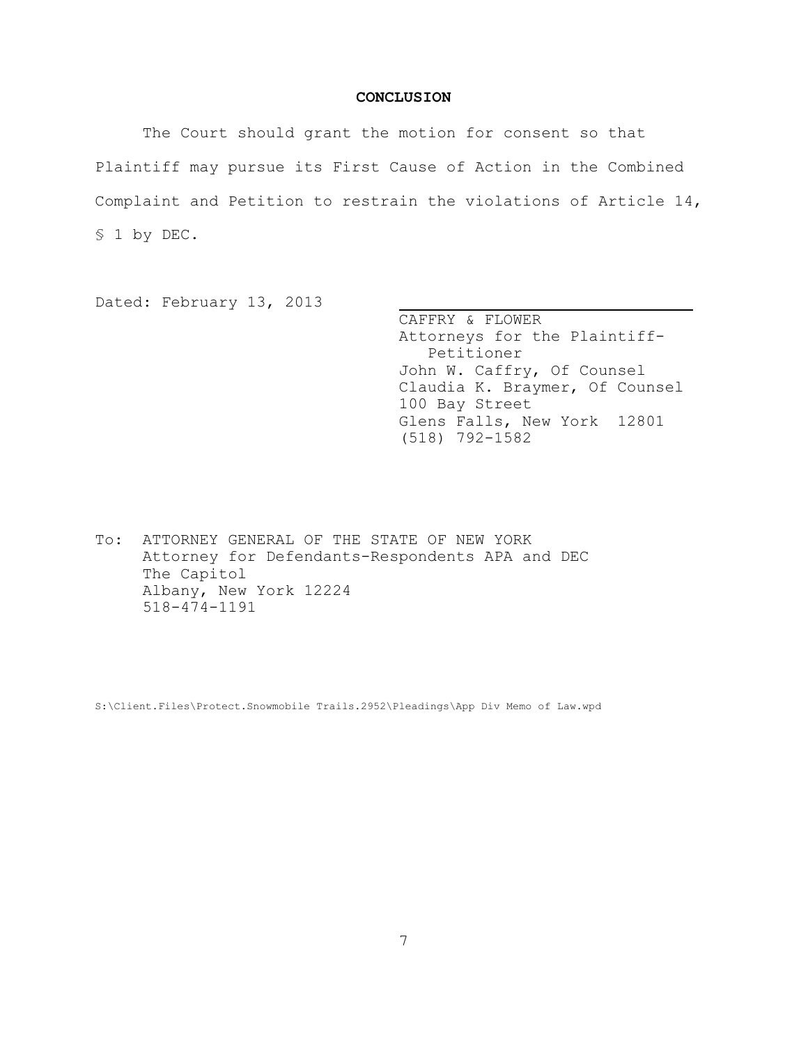## CONCLUSION

The Court should grant the motion for consent so that Plaintiff may pursue its First Cause of Action in the Combined Complaint and Petition to restrain the violations of Article 14, § 1 by DEC.

Dated: February 13, 2013

CAFFRY & FLOWER
Attorneys for the Plaintiff-Petitioner
John W. Caffry, Of Counsel
Claudia K. Braymer, Of Counsel
100 Bay Street
Glens Falls, New York 12801
(518) 792-1582

To: ATTORNEY GENERAL OF THE STATE OF NEW YORK
Attorney for Defendants-Respondents APA and DEC
The Capitol
Albany, New York 12224
518-474-1191

S:\Client.Files\Protect.Snowmobile Trails.2952\Pleadings\App Div Memo of Law.wpd